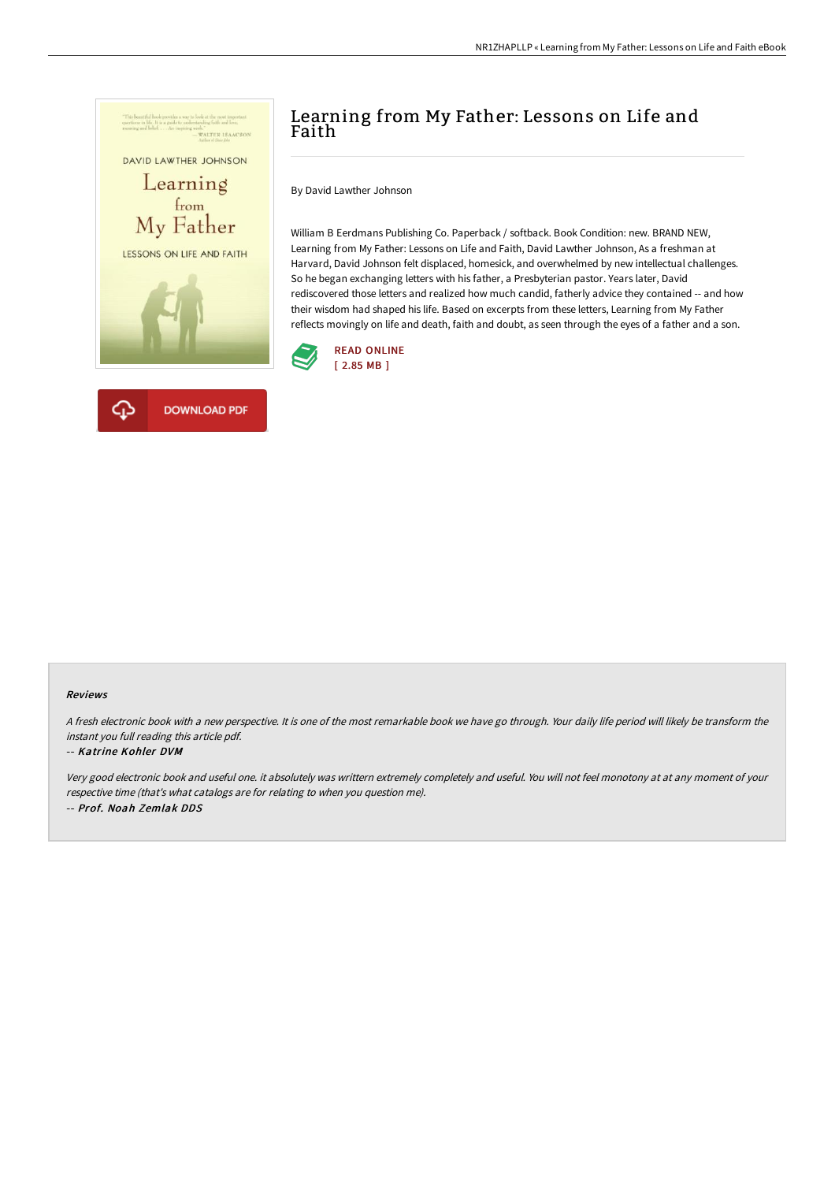# Learning from My Father: Lessons on Life and Faith

By David Lawther Johnson

William B Eerdmans Publishing Co. Paperback / softback. Book Condition: new. BRAND NEW, Learning from My Father: Lessons on Life and Faith, David Lawther Johnson, As a freshman at Harvard, David Johnson felt displaced, homesick, and overwhelmed by new intellectual challenges. So he began exchanging letters with his father, a Presbyterian pastor. Years later, David rediscovered those letters and realized how much candid, fatherly advice they contained -- and how their wisdom had shaped his life. Based on excerpts from these letters, Learning from My Father reflects movingly on life and death, faith and doubt, as seen through the eyes of a father and a son.

READ ONLINE
[ 2.85 MB ]

DOWNLOAD PDF

### Reviews

*A fresh electronic book with a new perspective. It is one of the most remarkable book we have go through. Your daily life period will likely be transform the instant you full reading this article pdf.*

-- ***Katrine Kohler DVM***

*Very good electronic book and useful one. it absolutely was writtern extremely completely and useful. You will not feel monotony at at any moment of your respective time (that's what catalogs are for relating to when you question me).*

-- ***Prof. Noah Zemlak DDS***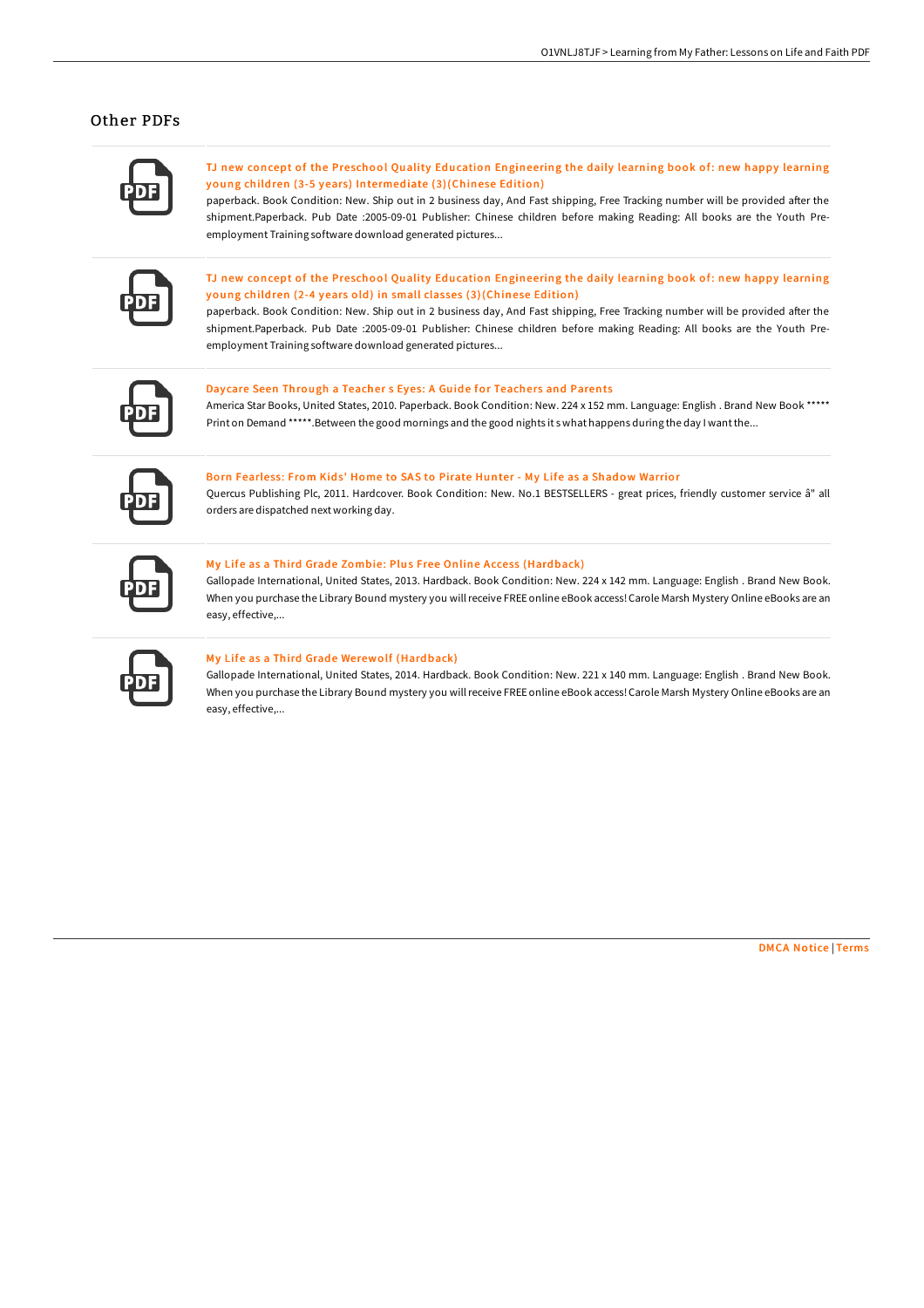## Other PDFs

**TJ new concept of the Preschool Quality Education Engineering the daily learning book of: new happy learning young children (3-5 years) Intermediate (3)(Chinese Edition)**

paperback. Book Condition: New. Ship out in 2 business day, And Fast shipping, Free Tracking number will be provided after the shipment.Paperback. Pub Date :2005-09-01 Publisher: Chinese children before making Reading: All books are the Youth Pre-employment Training software download generated pictures...

**TJ new concept of the Preschool Quality Education Engineering the daily learning book of: new happy learning young children (2-4 years old) in small classes (3)(Chinese Edition)**

paperback. Book Condition: New. Ship out in 2 business day, And Fast shipping, Free Tracking number will be provided after the shipment.Paperback. Pub Date :2005-09-01 Publisher: Chinese children before making Reading: All books are the Youth Pre-employment Training software download generated pictures...

**Daycare Seen Through a Teacher s Eyes: A Guide for Teachers and Parents**

America Star Books, United States, 2010. Paperback. Book Condition: New. 224 x 152 mm. Language: English . Brand New Book ***** Print on Demand *****.Between the good mornings and the good nights it s what happens during the day I want the...

**Born Fearless: From Kids' Home to SAS to Pirate Hunter - My Life as a Shadow Warrior**

Quercus Publishing Plc, 2011. Hardcover. Book Condition: New. No.1 BESTSELLERS - great prices, friendly customer service â" all orders are dispatched next working day.

**My Life as a Third Grade Zombie: Plus Free Online Access (Hardback)**

Gallopade International, United States, 2013. Hardback. Book Condition: New. 224 x 142 mm. Language: English . Brand New Book. When you purchase the Library Bound mystery you will receive FREE online eBook access! Carole Marsh Mystery Online eBooks are an easy, effective,...

**My Life as a Third Grade Werewolf (Hardback)**

Gallopade International, United States, 2014. Hardback. Book Condition: New. 221 x 140 mm. Language: English . Brand New Book. When you purchase the Library Bound mystery you will receive FREE online eBook access! Carole Marsh Mystery Online eBooks are an easy, effective,...